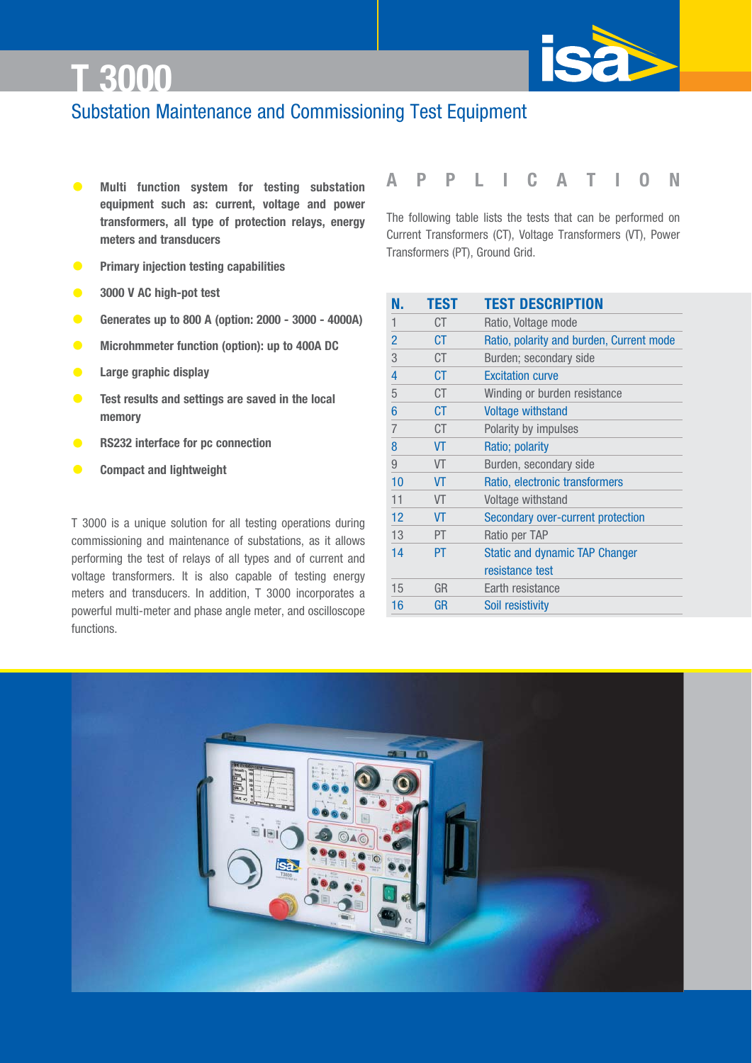# T 3000

## Substation Maintenance and Commissioning Test Equipment

- **Multi function system for testing substation equipment such as: current, voltage and power transformers, all type of protection relays, energy meters and transducers**
- **Primary injection testing capabilities**
- **3000 V AC high-pot test**
- **Generates up to 800 A (option: 2000 - 3000 - 4000A)**
- **Microhmmeter function (option): up to 400A DC**
- **Large graphic display**
- **Test results and settings are saved in the local memory**
- **RS232 interface for pc connection**
- **Compact and lightweight**

T 3000 is a unique solution for all testing operations during commissioning and maintenance of substations, as it allows performing the test of relays of all types and of current and voltage transformers. It is also capable of testing energy meters and transducers. In addition, T 3000 incorporates a powerful multi-meter and phase angle meter, and oscilloscope functions.

## APPLICATION

The following table lists the tests that can be performed on Current Transformers (CT), Voltage Transformers (VT), Power Transformers (PT), Ground Grid.

| N. | TEST | TEST DESCRIPTION |
|---|---|---|
| 1 | CT | Ratio, Voltage mode |
| 2 | CT | Ratio, polarity and burden, Current mode |
| 3 | CT | Burden; secondary side |
| 4 | CT | Excitation curve |
| 5 | CT | Winding or burden resistance |
| 6 | CT | Voltage withstand |
| 7 | CT | Polarity by impulses |
| 8 | VT | Ratio; polarity |
| 9 | VT | Burden, secondary side |
| 10 | VT | Ratio, electronic transformers |
| 11 | VT | Voltage withstand |
| 12 | VT | Secondary over-current protection |
| 13 | PT | Ratio per TAP |
| 14 | PT | Static and dynamic TAP Changer resistance test |
| 15 | GR | Earth resistance |
| 16 | GR | Soil resistivity |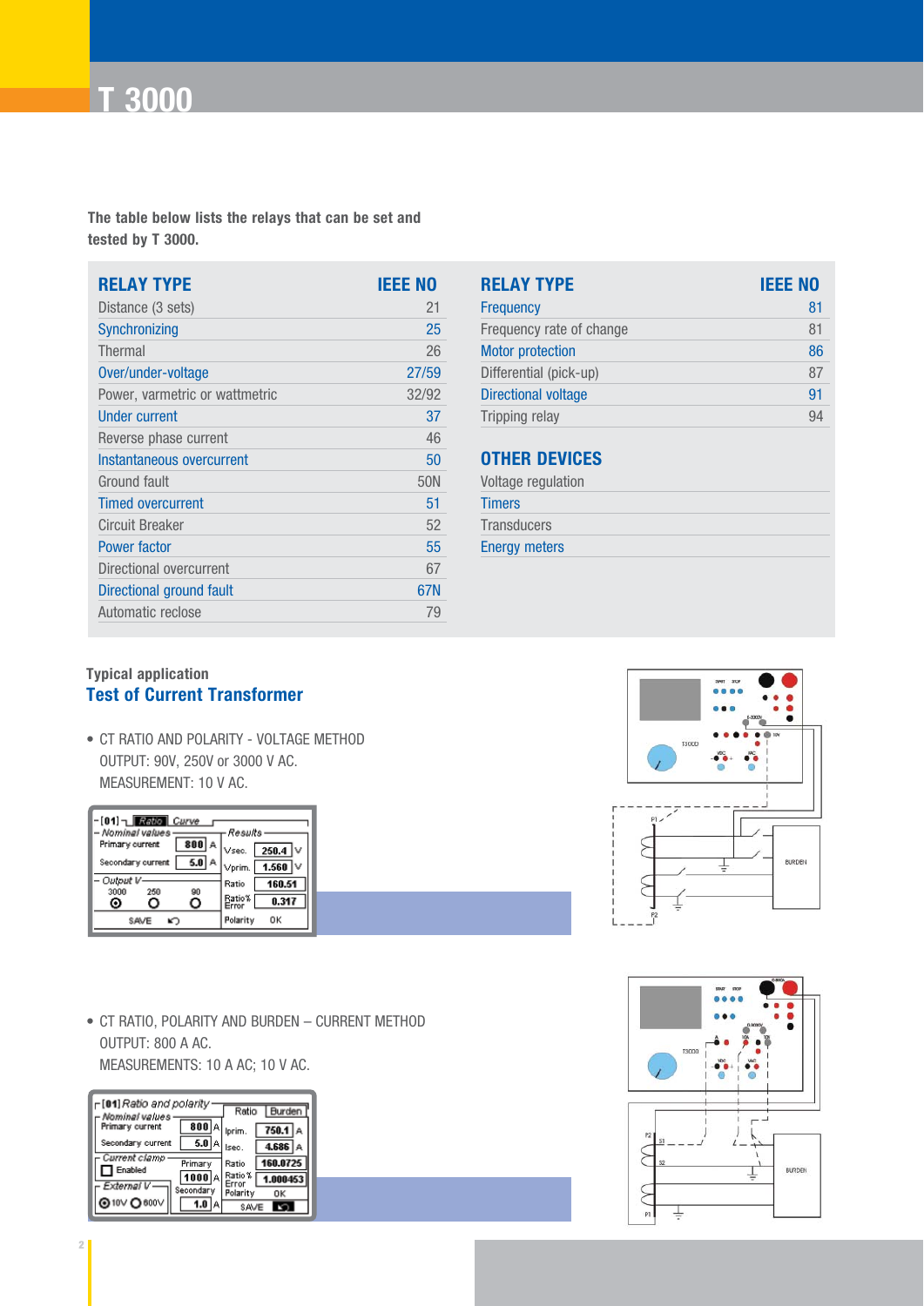# T 3000

The table below lists the relays that can be set and tested by T 3000.

| RELAY TYPE | IEEE NO |
|---|---|
| Distance (3 sets) | 21 |
| Synchronizing | 25 |
| Thermal | 26 |
| Over/under-voltage | 27/59 |
| Power, varmetric or wattmetric | 32/92 |
| Under current | 37 |
| Reverse phase current | 46 |
| Instantaneous overcurrent | 50 |
| Ground fault | 50N |
| Timed overcurrent | 51 |
| Circuit Breaker | 52 |
| Power factor | 55 |
| Directional overcurrent | 67 |
| Directional ground fault | 67N |
| Automatic reclose | 79 |

| RELAY TYPE | IEEE NO |
|---|---|
| Frequency | 81 |
| Frequency rate of change | 81 |
| Motor protection | 86 |
| Differential (pick-up) | 87 |
| Directional voltage | 91 |
| Tripping relay | 94 |

| OTHER DEVICES |
|---|
| Voltage regulation |
| Timers |
| Transducers |
| Energy meters |

Typical application

## Test of Current Transformer

- CT RATIO AND POLARITY - VOLTAGE METHOD
  OUTPUT: 90V, 250V or 3000 V AC.
  MEASUREMENT: 10 V AC.

- CT RATIO, POLARITY AND BURDEN – CURRENT METHOD
  OUTPUT: 800 A AC.
  MEASUREMENTS: 10 A AC; 10 V AC.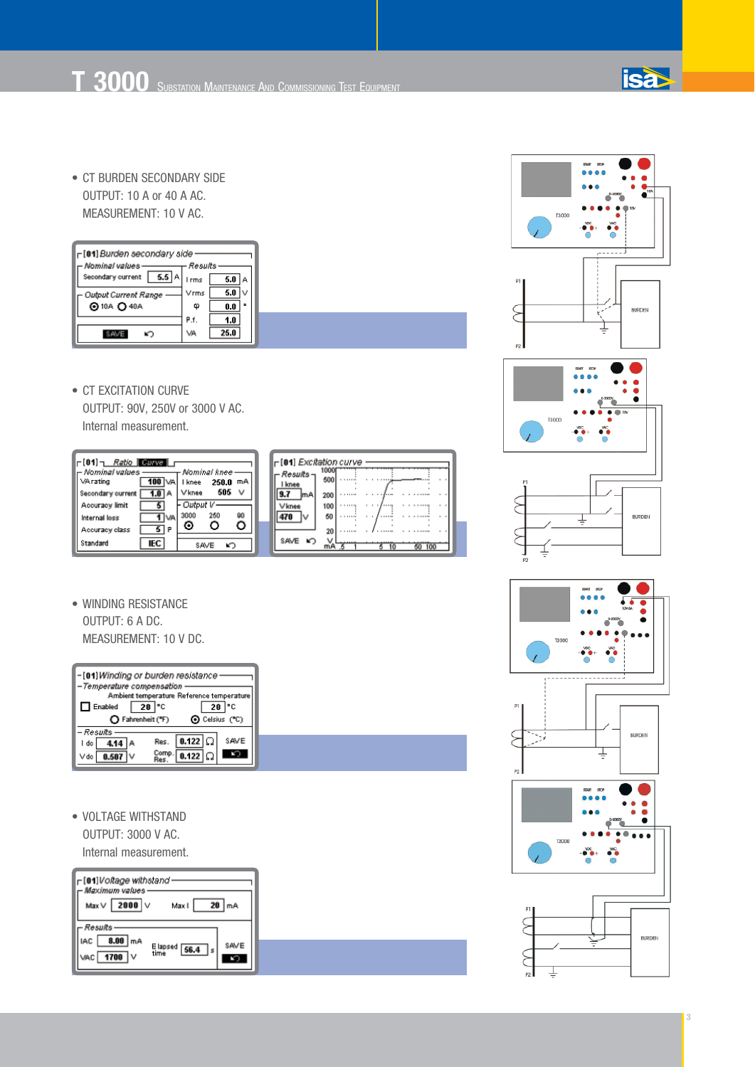- CT BURDEN SECONDARY SIDE

OUTPUT: 10 A or 40 A AC.

MEASUREMENT: 10 V AC.

- CT EXCITATION CURVE

OUTPUT: 90V, 250V or 3000 V AC.

Internal measurement.

- WINDING RESISTANCE

OUTPUT: 6 A DC.

MEASUREMENT: 10 V DC.

- VOLTAGE WITHSTAND

OUTPUT: 3000 V AC.

Internal measurement.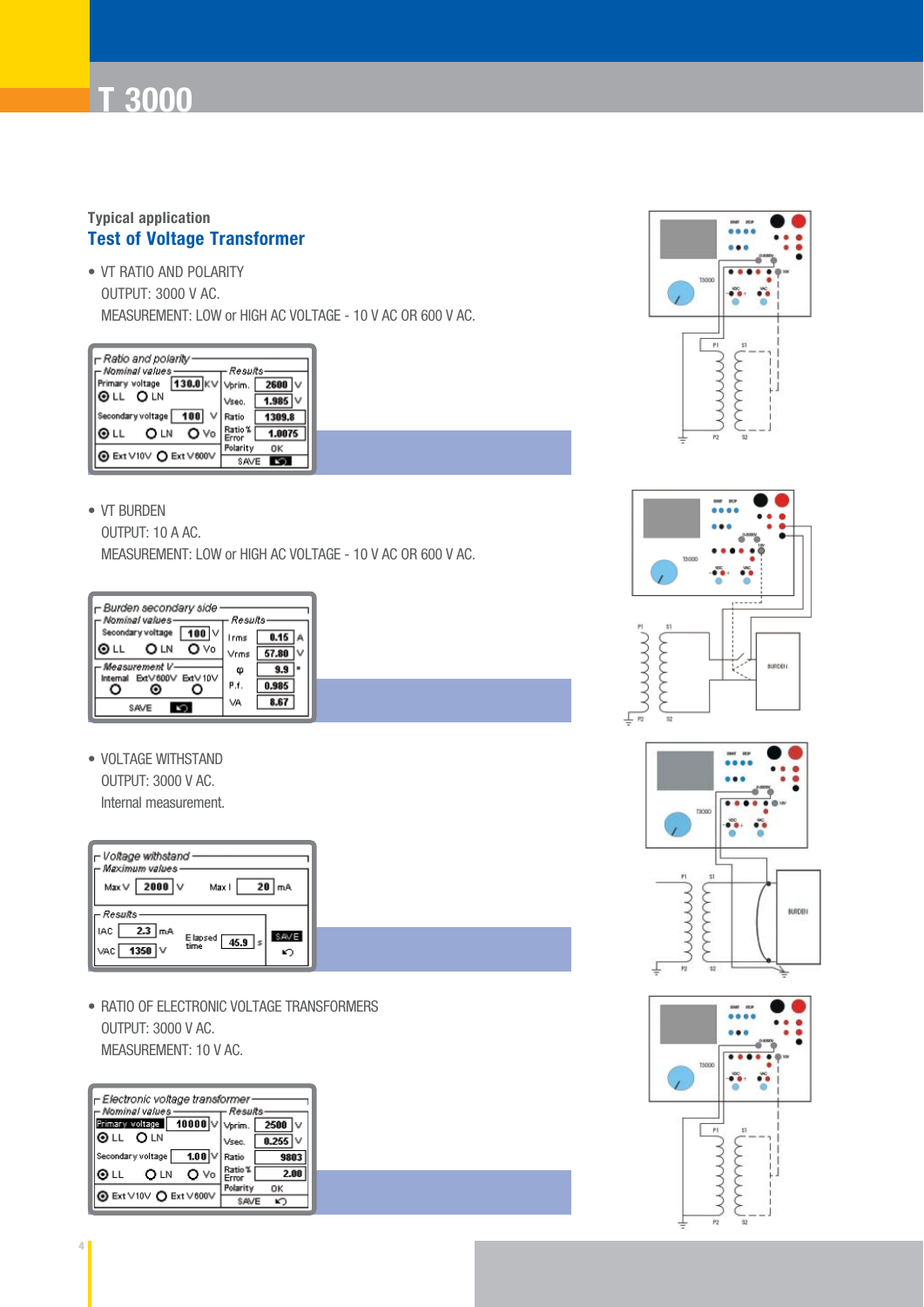# T 3000

Typical application

## Test of Voltage Transformer

- VT RATIO AND POLARITY
  OUTPUT: 3000 V AC.
  MEASUREMENT: LOW or HIGH AC VOLTAGE - 10 V AC OR 600 V AC.

| Ratio and polarity | | | |
|---|---|---|---|
| **Nominal values** | | **Results** | |
| Primary voltage | 130.0 KV | Vprim. | 2600 V |
| ⦿ LL ○ LN | | Vsec. | 1.985 V |
| Secondary voltage | 100 V | Ratio | 1309.8 |
| ⦿ LL ○ LN ○ Vo | | Ratio % Error | 1.0075 |
| | | Polarity | OK |
| ⦿ Ext V10V ○ Ext V600V | | SAVE | |

- VT BURDEN
  OUTPUT: 10 A AC.
  MEASUREMENT: LOW or HIGH AC VOLTAGE - 10 V AC OR 600 V AC.

| Burden secondary side | | | |
|---|---|---|---|
| **Nominal values** | | **Results** | |
| Secondary voltage | 100 V | Irms | 0.15 A |
| ⦿ LL ○ LN ○ Vo | | Vrms | 57.80 V |
| **Measurement V** | | φ | 9.9 ° |
| Internal ○ Ext V 600V ⦿ Ext V 10V ○ | | P.f. | 0.985 |
| SAVE | | VA | 8.67 |

- VOLTAGE WITHSTAND
  OUTPUT: 3000 V AC.
  Internal measurement.

| Voltage withstand | | | |
|---|---|---|---|
| **Maximum values** | | | |
| Max V | 2000 V | Max I | 20 mA |
| **Results** | | | |
| IAC | 2.3 mA | Elapsed time | 45.9 s |
| VAC | 1350 V | | SAVE |

- RATIO OF ELECTRONIC VOLTAGE TRANSFORMERS
  OUTPUT: 3000 V AC.
  MEASUREMENT: 10 V AC.

| Electronic voltage transformer | | | |
|---|---|---|---|
| **Nominal values** | | **Results** | |
| Primary voltage | 10000 V | Vprim. | 2500 V |
| ⦿ LL ○ LN | | Vsec. | 0.255 V |
| Secondary voltage | 1.00 V | Ratio | 9803 |
| ⦿ LL ○ LN ○ Vo | | Ratio % Error | 2.00 |
| | | Polarity | OK |
| ⦿ Ext V10V ○ Ext V600V | | SAVE | |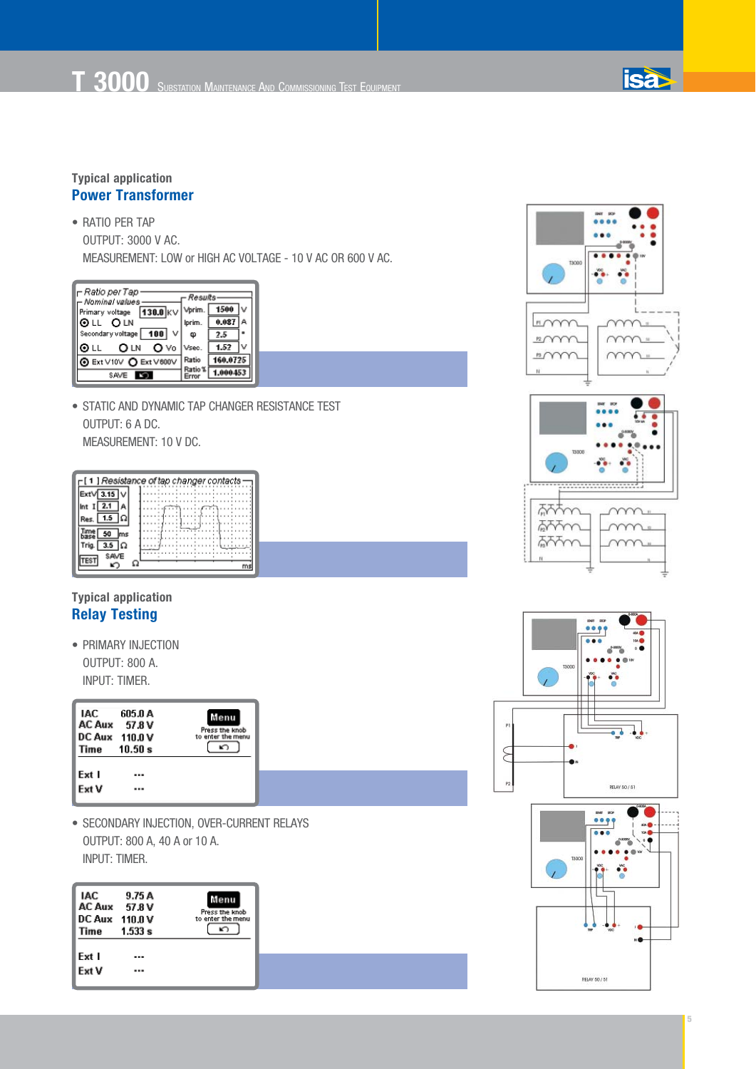Typical application

## Power Transformer

- RATIO PER TAP
  OUTPUT: 3000 V AC.
  MEASUREMENT: LOW or HIGH AC VOLTAGE - 10 V AC OR 600 V AC.

Ratio per Tap
Nominal values
Primary voltage 130.0 KV
LL LN
Secondary voltage 100 V
LL LN Vo
Ext V10V Ext V600V
SAVE

Results
Vprim. 1500 V
Iprim. 0.037 A
φ 2.5 °
Vsec. 1.52 V
Ratio 160.0725
Ratio % Error 1.000453

- STATIC AND DYNAMIC TAP CHANGER RESISTANCE TEST
  OUTPUT: 6 A DC.
  MEASUREMENT: 10 V DC.

[ 1 ] Resistance of tap changer contacts
ExtV 3.15 V
Int I 2.1 A
Res. 1.5 Ω
Time base 50 ms
Trig. 3.5 Ω
TEST SAVE

Typical application

## Relay Testing

- PRIMARY INJECTION
  OUTPUT: 800 A.
  INPUT: TIMER.

| | |
|---|---|
| IAC | 605.0 A |
| AC Aux | 57.8 V |
| DC Aux | 110.0 V |
| Time | 10.50 s |
| Ext I | --- |
| Ext V | --- |

Menu
Press the knob to enter the menu

- SECONDARY INJECTION, OVER-CURRENT RELAYS
  OUTPUT: 800 A, 40 A or 10 A.
  INPUT: TIMER.

| | |
|---|---|
| IAC | 9.75 A |
| AC Aux | 57.8 V |
| DC Aux | 110.0 V |
| Time | 1.533 s |
| Ext I | --- |
| Ext V | --- |

Menu
Press the knob to enter the menu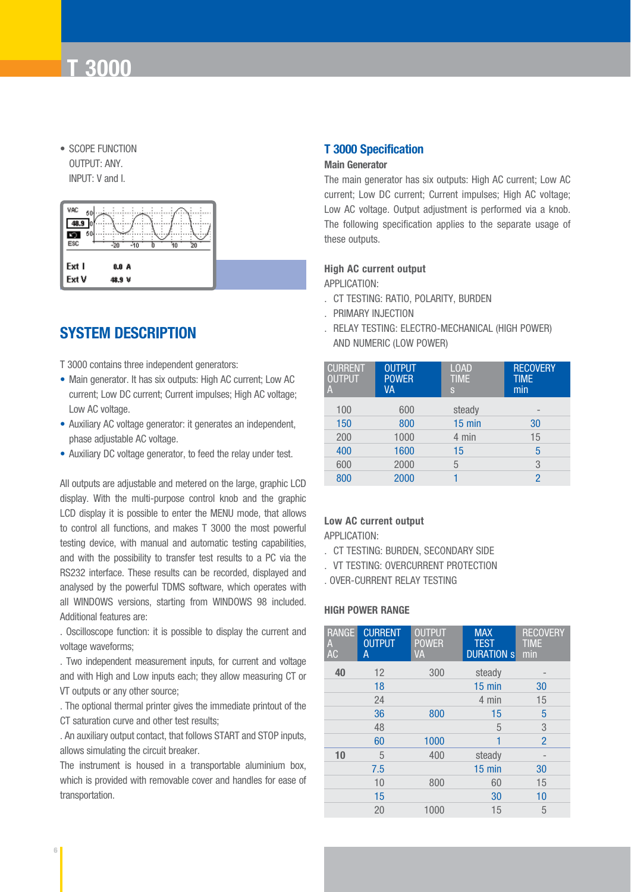# T 3000

- SCOPE FUNCTION
  OUTPUT: ANY.
  INPUT: V and I.

VAC 48.9 ESC
Ext I 0.0 A
Ext V 48.9 V

## SYSTEM DESCRIPTION

T 3000 contains three independent generators:

- Main generator. It has six outputs: High AC current; Low AC current; Low DC current; Current impulses; High AC voltage; Low AC voltage.
- Auxiliary AC voltage generator: it generates an independent, phase adjustable AC voltage.
- Auxiliary DC voltage generator, to feed the relay under test.

All outputs are adjustable and metered on the large, graphic LCD display. With the multi-purpose control knob and the graphic LCD display it is possible to enter the MENU mode, that allows to control all functions, and makes T 3000 the most powerful testing device, with manual and automatic testing capabilities, and with the possibility to transfer test results to a PC via the RS232 interface. These results can be recorded, displayed and analysed by the powerful TDMS software, which operates with all WINDOWS versions, starting from WINDOWS 98 included.
Additional features are:

. Oscilloscope function: it is possible to display the current and voltage waveforms;

. Two independent measurement inputs, for current and voltage and with High and Low inputs each; they allow measuring CT or VT outputs or any other source;

. The optional thermal printer gives the immediate printout of the CT saturation curve and other test results;

. An auxiliary output contact, that follows START and STOP inputs, allows simulating the circuit breaker.

The instrument is housed in a transportable aluminium box, which is provided with removable cover and handles for ease of transportation.

## T 3000 Specification

**Main Generator**

The main generator has six outputs: High AC current; Low AC current; Low DC current; Current impulses; High AC voltage; Low AC voltage. Output adjustment is performed via a knob. The following specification applies to the separate usage of these outputs.

**High AC current output**

APPLICATION:

. CT TESTING: RATIO, POLARITY, BURDEN
. PRIMARY INJECTION
. RELAY TESTING: ELECTRO-MECHANICAL (HIGH POWER) AND NUMERIC (LOW POWER)

| CURRENT OUTPUT A | OUTPUT POWER VA | LOAD TIME s | RECOVERY TIME min |
|---|---|---|---|
| 100 | 600 | steady | - |
| 150 | 800 | 15 min | 30 |
| 200 | 1000 | 4 min | 15 |
| 400 | 1600 | 15 | 5 |
| 600 | 2000 | 5 | 3 |
| 800 | 2000 | 1 | 2 |

**Low AC current output**

APPLICATION:

. CT TESTING: BURDEN, SECONDARY SIDE
. VT TESTING: OVERCURRENT PROTECTION
. OVER-CURRENT RELAY TESTING

**HIGH POWER RANGE**

| RANGE A AC | CURRENT OUTPUT A | OUTPUT POWER VA | MAX TEST DURATION s | RECOVERY TIME min |
|---|---|---|---|---|
| 40 | 12 | 300 | steady | - |
| | 18 | | 15 min | 30 |
| | 24 | | 4 min | 15 |
| | 36 | 800 | 15 | 5 |
| | 48 | | 5 | 3 |
| | 60 | 1000 | 1 | 2 |
| 10 | 5 | 400 | steady | - |
| | 7.5 | | 15 min | 30 |
| | 10 | 800 | 60 | 15 |
| | 15 | | 30 | 10 |
| | 20 | 1000 | 15 | 5 |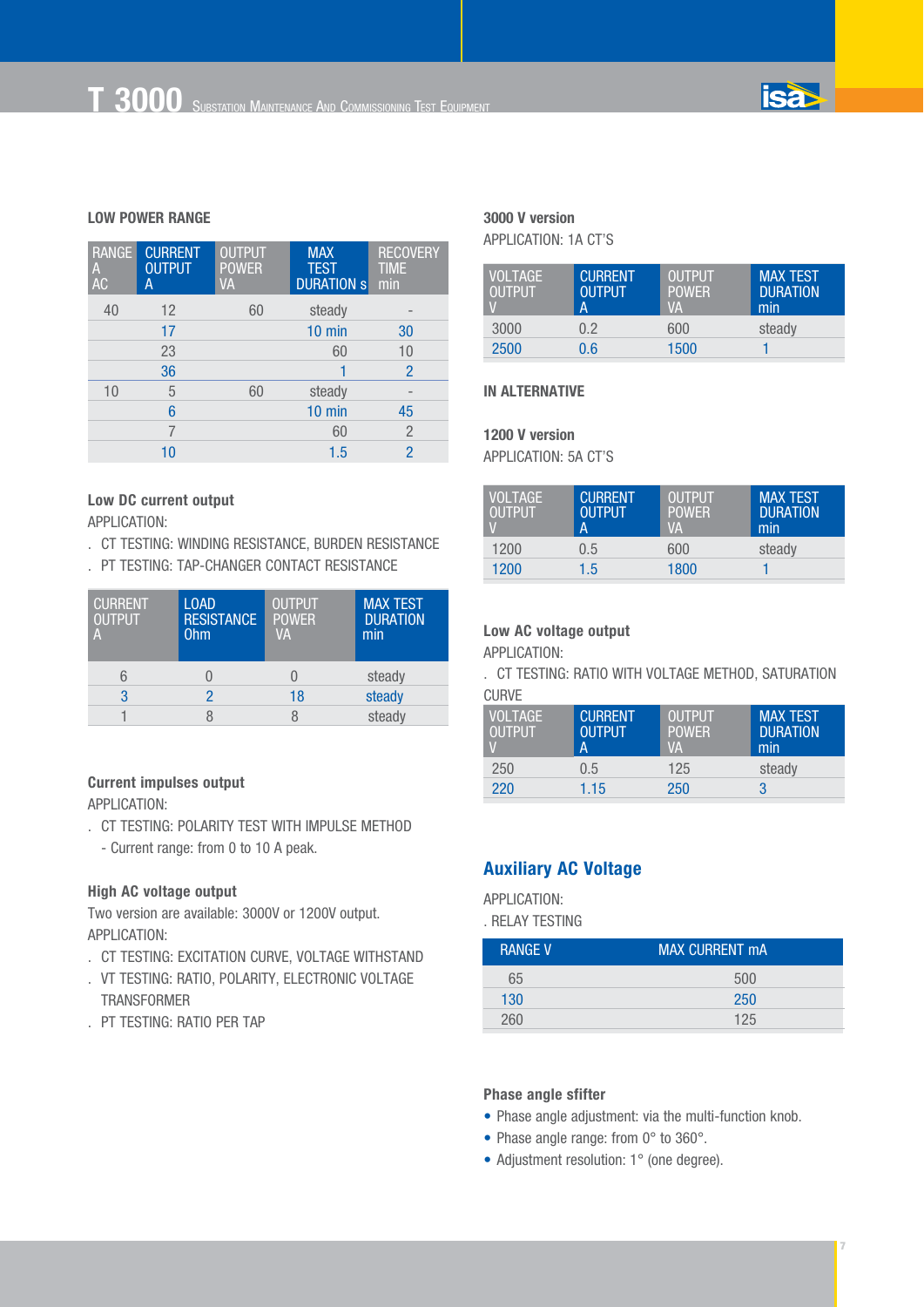### LOW POWER RANGE

| RANGE A AC | CURRENT OUTPUT A | OUTPUT POWER VA | MAX TEST DURATION s | RECOVERY TIME min |
|---|---|---|---|---|
| 40 | 12 | 60 | steady | - |
| | 17 | | 10 min | 30 |
| | 23 | | 60 | 10 |
| | 36 | | 1 | 2 |
| 10 | 5 | 60 | steady | - |
| | 6 | | 10 min | 45 |
| | 7 | | 60 | 2 |
| | 10 | | 1.5 | 2 |

### Low DC current output

APPLICATION:

. CT TESTING: WINDING RESISTANCE, BURDEN RESISTANCE

. PT TESTING: TAP-CHANGER CONTACT RESISTANCE

| CURRENT OUTPUT A | LOAD RESISTANCE Ohm | OUTPUT POWER VA | MAX TEST DURATION min |
|---|---|---|---|
| 6 | 0 | 0 | steady |
| 3 | 2 | 18 | steady |
| 1 | 8 | 8 | steady |

### Current impulses output

APPLICATION:

. CT TESTING: POLARITY TEST WITH IMPULSE METHOD

- Current range: from 0 to 10 A peak.

### High AC voltage output

Two version are available: 3000V or 1200V output.

APPLICATION:

. CT TESTING: EXCITATION CURVE, VOLTAGE WITHSTAND

. VT TESTING: RATIO, POLARITY, ELECTRONIC VOLTAGE TRANSFORMER

. PT TESTING: RATIO PER TAP

### 3000 V version

APPLICATION: 1A CT'S

| VOLTAGE OUTPUT V | CURRENT OUTPUT A | OUTPUT POWER VA | MAX TEST DURATION min |
|---|---|---|---|
| 3000 | 0.2 | 600 | steady |
| 2500 | 0.6 | 1500 | 1 |

### IN ALTERNATIVE

### 1200 V version

APPLICATION: 5A CT'S

| VOLTAGE OUTPUT V | CURRENT OUTPUT A | OUTPUT POWER VA | MAX TEST DURATION min |
|---|---|---|---|
| 1200 | 0.5 | 600 | steady |
| 1200 | 1.5 | 1800 | 1 |

### Low AC voltage output

APPLICATION:

. CT TESTING: RATIO WITH VOLTAGE METHOD, SATURATION CURVE

| VOLTAGE OUTPUT V | CURRENT OUTPUT A | OUTPUT POWER VA | MAX TEST DURATION min |
|---|---|---|---|
| 250 | 0.5 | 125 | steady |
| 220 | 1.15 | 250 | 3 |

## Auxiliary AC Voltage

APPLICATION:

. RELAY TESTING

| RANGE V | MAX CURRENT mA |
|---|---|
| 65 | 500 |
| 130 | 250 |
| 260 | 125 |

### Phase angle sfifter

- Phase angle adjustment: via the multi-function knob.
- Phase angle range: from 0° to 360°.
- Adjustment resolution: 1° (one degree).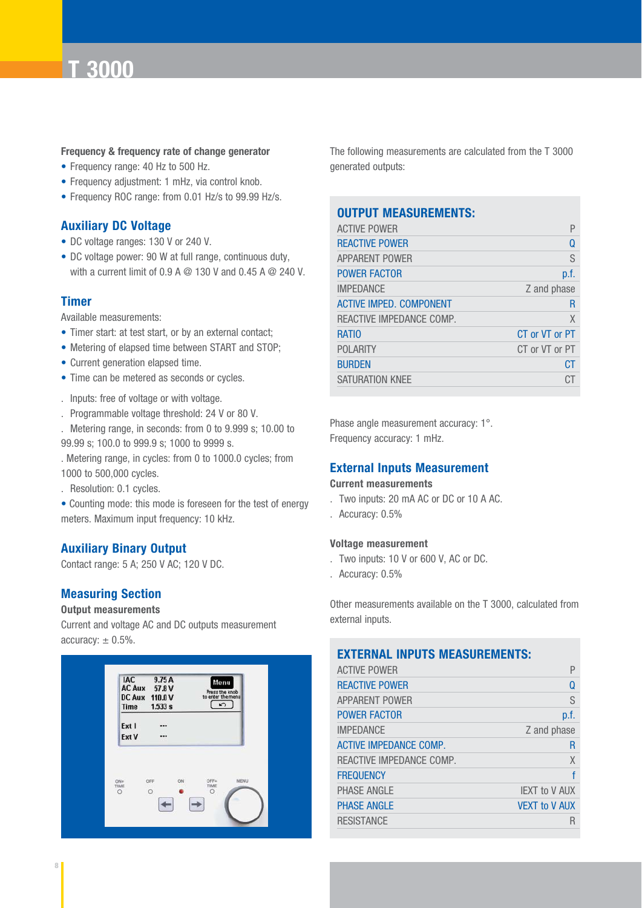# T 3000

**Frequency & frequency rate of change generator**

- Frequency range: 40 Hz to 500 Hz.
- Frequency adjustment: 1 mHz, via control knob.
- Frequency ROC range: from 0.01 Hz/s to 99.99 Hz/s.

## Auxiliary DC Voltage

- DC voltage ranges: 130 V or 240 V.
- DC voltage power: 90 W at full range, continuous duty, with a current limit of 0.9 A @ 130 V and 0.45 A @ 240 V.

## Timer

Available measurements:

- Timer start: at test start, or by an external contact;
- Metering of elapsed time between START and STOP;
- Current generation elapsed time.
- Time can be metered as seconds or cycles.

. Inputs: free of voltage or with voltage.
. Programmable voltage threshold: 24 V or 80 V.
. Metering range, in seconds: from 0 to 9.999 s; 10.00 to 99.99 s; 100.0 to 999.9 s; 1000 to 9999 s.
. Metering range, in cycles: from 0 to 1000.0 cycles; from 1000 to 500,000 cycles.
. Resolution: 0.1 cycles.

- Counting mode: this mode is foreseen for the test of energy meters. Maximum input frequency: 10 kHz.

## Auxiliary Binary Output

Contact range: 5 A; 250 V AC; 120 V DC.

## Measuring Section

**Output measurements**

Current and voltage AC and DC outputs measurement accuracy: ± 0.5%.

The following measurements are calculated from the T 3000 generated outputs:

| OUTPUT MEASUREMENTS: | |
|---|---|
| ACTIVE POWER | P |
| REACTIVE POWER | Q |
| APPARENT POWER | S |
| POWER FACTOR | p.f. |
| IMPEDANCE | Z and phase |
| ACTIVE IMPED. COMPONENT | R |
| REACTIVE IMPEDANCE COMP. | X |
| RATIO | CT or VT or PT |
| POLARITY | CT or VT or PT |
| BURDEN | CT |
| SATURATION KNEE | CT |

Phase angle measurement accuracy: 1°.
Frequency accuracy: 1 mHz.

## External Inputs Measurement

**Current measurements**

. Two inputs: 20 mA AC or DC or 10 A AC.
. Accuracy: 0.5%

**Voltage measurement**

. Two inputs: 10 V or 600 V, AC or DC.
. Accuracy: 0.5%

Other measurements available on the T 3000, calculated from external inputs.

| EXTERNAL INPUTS MEASUREMENTS: | |
|---|---|
| ACTIVE POWER | P |
| REACTIVE POWER | Q |
| APPARENT POWER | S |
| POWER FACTOR | p.f. |
| IMPEDANCE | Z and phase |
| ACTIVE IMPEDANCE COMP. | R |
| REACTIVE IMPEDANCE COMP. | X |
| FREQUENCY | f |
| PHASE ANGLE | IEXT to V AUX |
| PHASE ANGLE | VEXT to V AUX |
| RESISTANCE | R |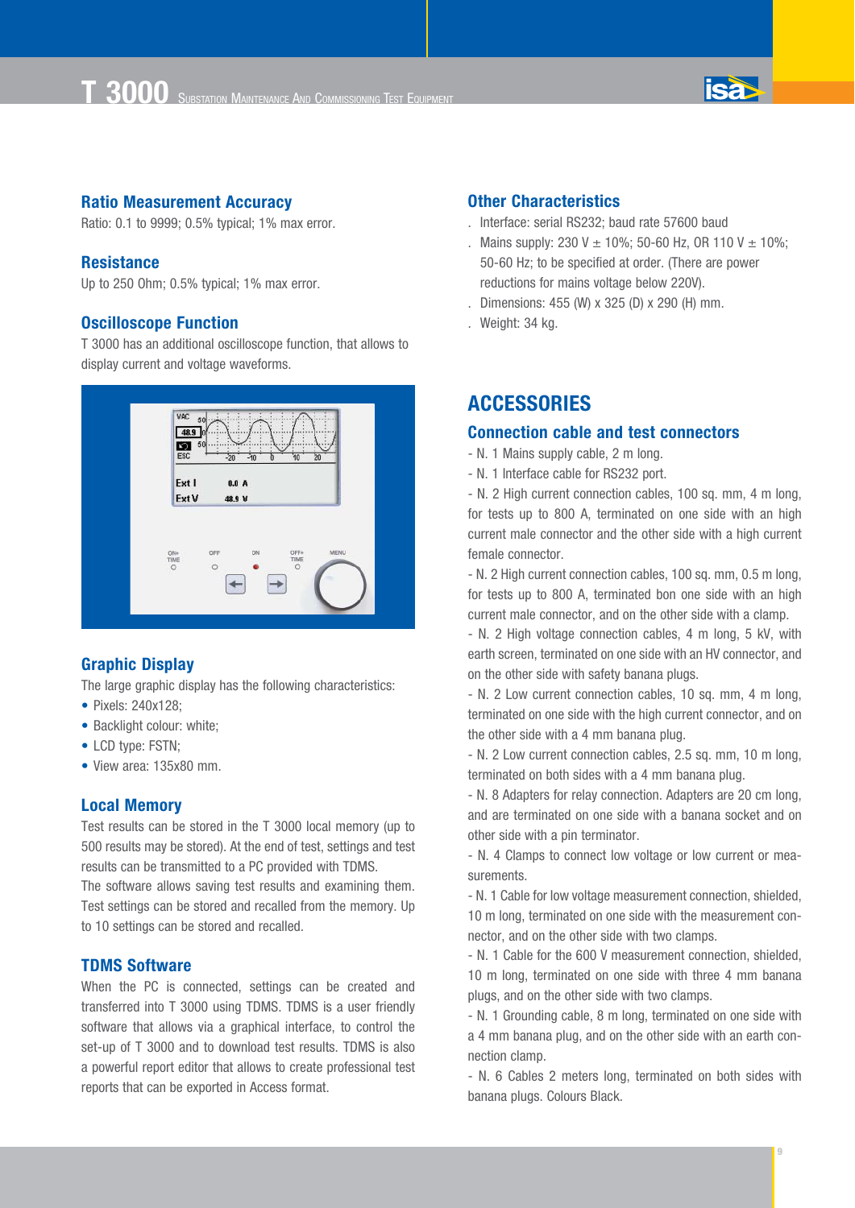## Ratio Measurement Accuracy

Ratio: 0.1 to 9999; 0.5% typical; 1% max error.

## Resistance

Up to 250 Ohm; 0.5% typical; 1% max error.

## Oscilloscope Function

T 3000 has an additional oscilloscope function, that allows to display current and voltage waveforms.

## Graphic Display

The large graphic display has the following characteristics:

- Pixels: 240x128;
- Backlight colour: white;
- LCD type: FSTN;
- View area: 135x80 mm.

## Local Memory

Test results can be stored in the T 3000 local memory (up to 500 results may be stored). At the end of test, settings and test results can be transmitted to a PC provided with TDMS.
The software allows saving test results and examining them. Test settings can be stored and recalled from the memory. Up to 10 settings can be stored and recalled.

## TDMS Software

When the PC is connected, settings can be created and transferred into T 3000 using TDMS. TDMS is a user friendly software that allows via a graphical interface, to control the set-up of T 3000 and to download test results. TDMS is also a powerful report editor that allows to create professional test reports that can be exported in Access format.

## Other Characteristics

. Interface: serial RS232; baud rate 57600 baud
. Mains supply: 230 V ± 10%; 50-60 Hz, OR 110 V ± 10%; 50-60 Hz; to be specified at order. (There are power reductions for mains voltage below 220V).
. Dimensions: 455 (W) x 325 (D) x 290 (H) mm.
. Weight: 34 kg.

# ACCESSORIES

## Connection cable and test connectors

- N. 1 Mains supply cable, 2 m long.
- N. 1 Interface cable for RS232 port.
- N. 2 High current connection cables, 100 sq. mm, 4 m long, for tests up to 800 A, terminated on one side with an high current male connector and the other side with a high current female connector.
- N. 2 High current connection cables, 100 sq. mm, 0.5 m long, for tests up to 800 A, terminated bon one side with an high current male connector, and on the other side with a clamp.
- N. 2 High voltage connection cables, 4 m long, 5 kV, with earth screen, terminated on one side with an HV connector, and on the other side with safety banana plugs.
- N. 2 Low current connection cables, 10 sq. mm, 4 m long, terminated on one side with the high current connector, and on the other side with a 4 mm banana plug.
- N. 2 Low current connection cables, 2.5 sq. mm, 10 m long, terminated on both sides with a 4 mm banana plug.
- N. 8 Adapters for relay connection. Adapters are 20 cm long, and are terminated on one side with a banana socket and on other side with a pin terminator.
- N. 4 Clamps to connect low voltage or low current or measurements.
- N. 1 Cable for low voltage measurement connection, shielded, 10 m long, terminated on one side with the measurement connector, and on the other side with two clamps.
- N. 1 Cable for the 600 V measurement connection, shielded, 10 m long, terminated on one side with three 4 mm banana plugs, and on the other side with two clamps.
- N. 1 Grounding cable, 8 m long, terminated on one side with a 4 mm banana plug, and on the other side with an earth connection clamp.
- N. 6 Cables 2 meters long, terminated on both sides with banana plugs. Colours Black.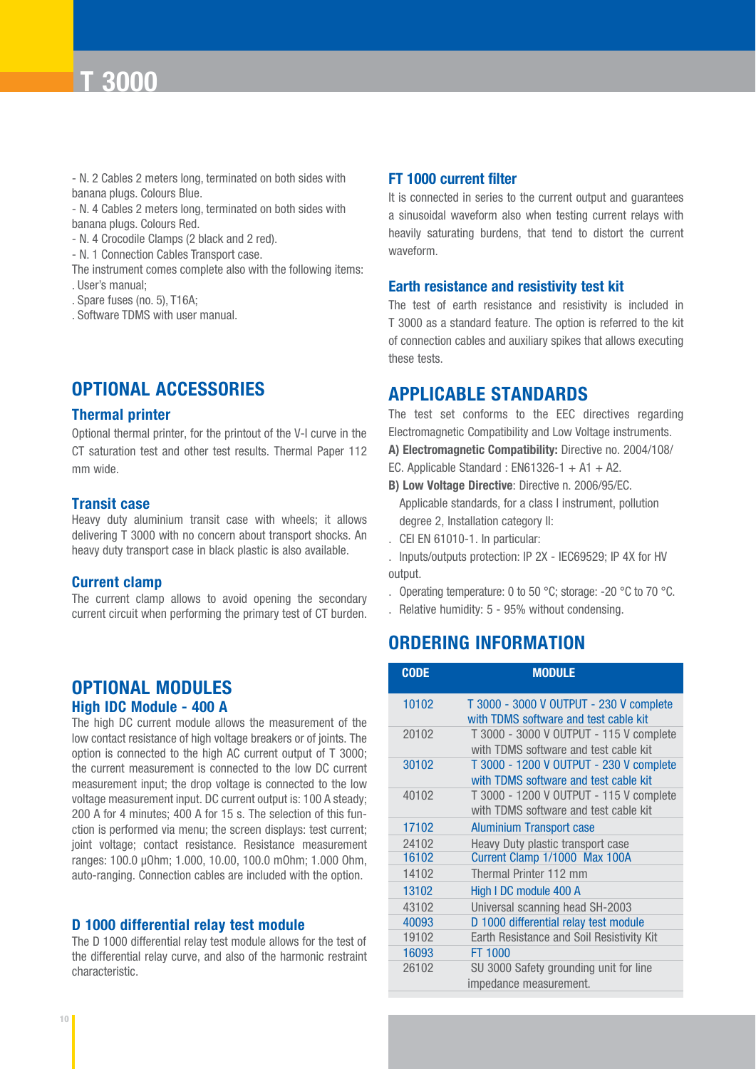# T 3000

- N. 2 Cables 2 meters long, terminated on both sides with banana plugs. Colours Blue.
- N. 4 Cables 2 meters long, terminated on both sides with banana plugs. Colours Red.
- N. 4 Crocodile Clamps (2 black and 2 red).
- N. 1 Connection Cables Transport case.

The instrument comes complete also with the following items:

. User's manual;

. Spare fuses (no. 5), T16A;

. Software TDMS with user manual.

## OPTIONAL ACCESSORIES

### Thermal printer

Optional thermal printer, for the printout of the V-I curve in the CT saturation test and other test results. Thermal Paper 112 mm wide.

### Transit case

Heavy duty aluminium transit case with wheels; it allows delivering T 3000 with no concern about transport shocks. An heavy duty transport case in black plastic is also available.

### Current clamp

The current clamp allows to avoid opening the secondary current circuit when performing the primary test of CT burden.

## OPTIONAL MODULES

### High IDC Module - 400 A

The high DC current module allows the measurement of the low contact resistance of high voltage breakers or of joints. The option is connected to the high AC current output of T 3000; the current measurement is connected to the low DC current measurement input; the drop voltage is connected to the low voltage measurement input. DC current output is: 100 A steady; 200 A for 4 minutes; 400 A for 15 s. The selection of this function is performed via menu; the screen displays: test current; joint voltage; contact resistance. Resistance measurement ranges: 100.0 µOhm; 1.000, 10.00, 100.0 mOhm; 1.000 Ohm, auto-ranging. Connection cables are included with the option.

### D 1000 differential relay test module

The D 1000 differential relay test module allows for the test of the differential relay curve, and also of the harmonic restraint characteristic.

### FT 1000 current filter

It is connected in series to the current output and guarantees a sinusoidal waveform also when testing current relays with heavily saturating burdens, that tend to distort the current waveform.

### Earth resistance and resistivity test kit

The test of earth resistance and resistivity is included in T 3000 as a standard feature. The option is referred to the kit of connection cables and auxiliary spikes that allows executing these tests.

## APPLICABLE STANDARDS

The test set conforms to the EEC directives regarding Electromagnetic Compatibility and Low Voltage instruments.

**A) Electromagnetic Compatibility:** Directive no. 2004/108/EC. Applicable Standard : EN61326-1 + A1 + A2.

**B) Low Voltage Directive**: Directive n. 2006/95/EC. Applicable standards, for a class I instrument, pollution degree 2, Installation category II:

. CEI EN 61010-1. In particular:

. Inputs/outputs protection: IP 2X - IEC69529; IP 4X for HV output.

. Operating temperature: 0 to 50 °C; storage: -20 °C to 70 °C.

. Relative humidity: 5 - 95% without condensing.

## ORDERING INFORMATION

| CODE | MODULE |
|---|---|
| 10102 | T 3000 - 3000 V OUTPUT - 230 V complete with TDMS software and test cable kit |
| 20102 | T 3000 - 3000 V OUTPUT - 115 V complete with TDMS software and test cable kit |
| 30102 | T 3000 - 1200 V OUTPUT - 230 V complete with TDMS software and test cable kit |
| 40102 | T 3000 - 1200 V OUTPUT - 115 V complete with TDMS software and test cable kit |
| 17102 | Aluminium Transport case |
| 24102 | Heavy Duty plastic transport case |
| 16102 | Current Clamp 1/1000 Max 100A |
| 14102 | Thermal Printer 112 mm |
| 13102 | High I DC module 400 A |
| 43102 | Universal scanning head SH-2003 |
| 40093 | D 1000 differential relay test module |
| 19102 | Earth Resistance and Soil Resistivity Kit |
| 16093 | FT 1000 |
| 26102 | SU 3000 Safety grounding unit for line impedance measurement. |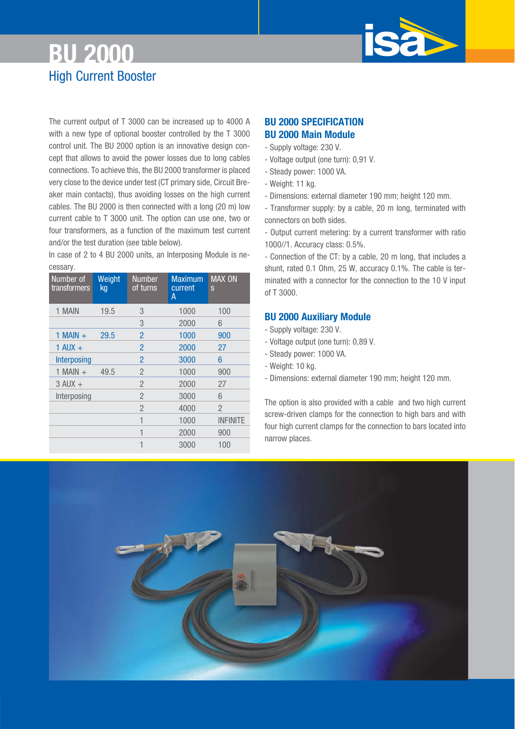# BU 2000

## High Current Booster

The current output of T 3000 can be increased up to 4000 A with a new type of optional booster controlled by the T 3000 control unit. The BU 2000 option is an innovative design concept that allows to avoid the power losses due to long cables connections. To achieve this, the BU 2000 transformer is placed very close to the device under test (CT primary side, Circuit Breaker main contacts), thus avoiding losses on the high current cables. The BU 2000 is then connected with a long (20 m) low current cable to T 3000 unit. The option can use one, two or four transformers, as a function of the maximum test current and/or the test duration (see table below).

In case of 2 to 4 BU 2000 units, an Interposing Module is necessary.

| Number of transformers | Weight kg | Number of turns | Maximum current A | MAX ON s |
|---|---|---|---|---|
| 1 MAIN | 19.5 | 3 | 1000 | 100 |
| | | 3 | 2000 | 6 |
| 1 MAIN + | 29.5 | 2 | 1000 | 900 |
| 1 AUX + | | 2 | 2000 | 27 |
| Interposing | | 2 | 3000 | 6 |
| 1 MAIN + | 49.5 | 2 | 1000 | 900 |
| 3 AUX + | | 2 | 2000 | 27 |
| Interposing | | 2 | 3000 | 6 |
| | | 2 | 4000 | 2 |
| | | 1 | 1000 | INFINITE |
| | | 1 | 2000 | 900 |
| | | 1 | 3000 | 100 |

### BU 2000 SPECIFICATION

### BU 2000 Main Module

- Supply voltage: 230 V.
- Voltage output (one turn): 0,91 V.
- Steady power: 1000 VA.
- Weight: 11 kg.
- Dimensions: external diameter 190 mm; height 120 mm.
- Transformer supply: by a cable, 20 m long, terminated with connectors on both sides.
- Output current metering: by a current transformer with ratio 1000//1. Accuracy class: 0.5%.
- Connection of the CT: by a cable, 20 m long, that includes a shunt, rated 0.1 Ohm, 25 W, accuracy 0.1%. The cable is terminated with a connector for the connection to the 10 V input of T 3000.

### BU 2000 Auxiliary Module

- Supply voltage: 230 V.
- Voltage output (one turn): 0,89 V.
- Steady power: 1000 VA.
- Weight: 10 kg.
- Dimensions: external diameter 190 mm; height 120 mm.

The option is also provided with a cable and two high current screw-driven clamps for the connection to high bars and with four high current clamps for the connection to bars located into narrow places.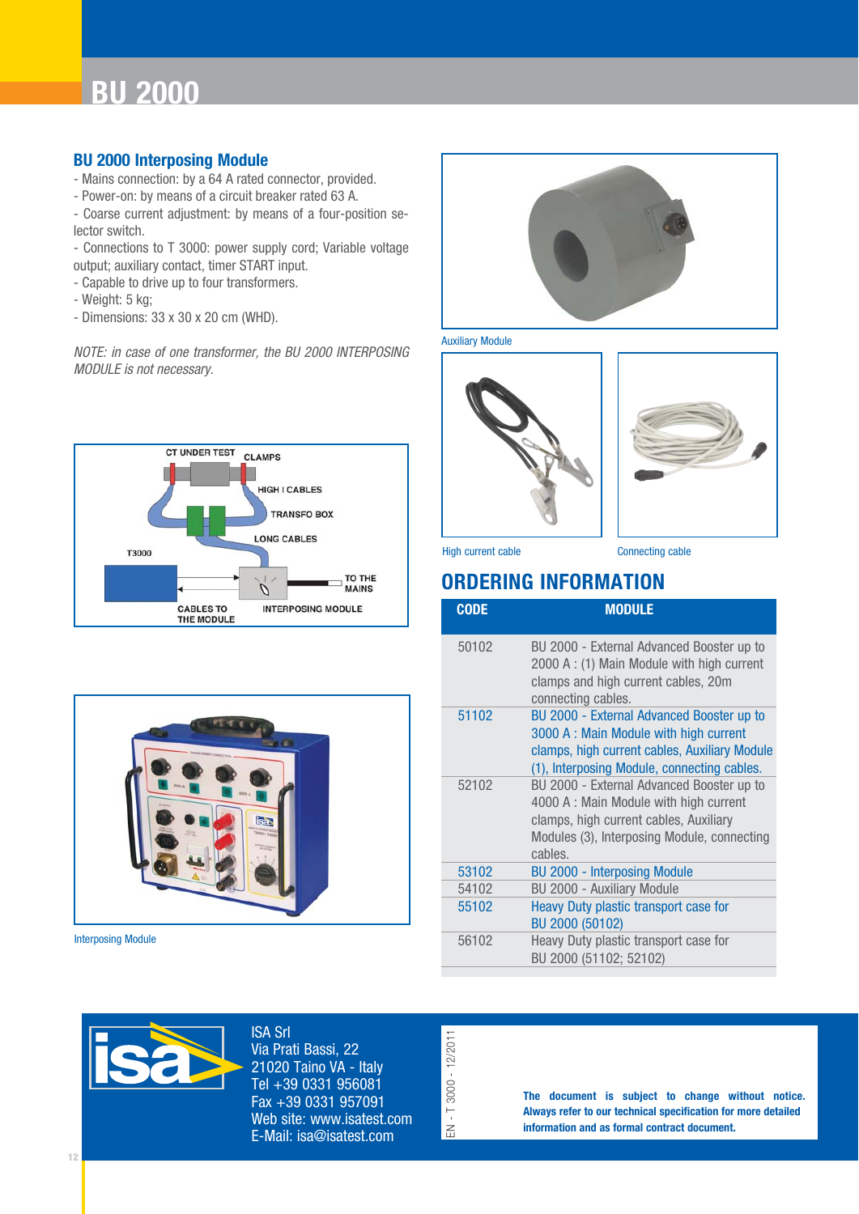# BU 2000

## BU 2000 Interposing Module

- Mains connection: by a 64 A rated connector, provided.
- Power-on: by means of a circuit breaker rated 63 A.
- Coarse current adjustment: by means of a four-position selector switch.
- Connections to T 3000: power supply cord; Variable voltage output; auxiliary contact, timer START input.
- Capable to drive up to four transformers.
- Weight: 5 kg;
- Dimensions: 33 x 30 x 20 cm (WHD).

*NOTE: in case of one transformer, the BU 2000 INTERPOSING MODULE is not necessary.*

CT UNDER TEST
CLAMPS
HIGH I CABLES
TRANSFO BOX
LONG CABLES
T3000
TO THE MAINS
CABLES TO THE MODULE
INTERPOSING MODULE

Interposing Module

Auxiliary Module

High current cable

Connecting cable

## ORDERING INFORMATION

| CODE | MODULE |
|---|---|
| 50102 | BU 2000 - External Advanced Booster up to 2000 A : (1) Main Module with high current clamps and high current cables, 20m connecting cables. |
| 51102 | BU 2000 - External Advanced Booster up to 3000 A : Main Module with high current clamps, high current cables, Auxiliary Module (1), Interposing Module, connecting cables. |
| 52102 | BU 2000 - External Advanced Booster up to 4000 A : Main Module with high current clamps, high current cables, Auxiliary Modules (3), Interposing Module, connecting cables. |
| 53102 | BU 2000 - Interposing Module |
| 54102 | BU 2000 - Auxiliary Module |
| 55102 | Heavy Duty plastic transport case for BU 2000 (50102) |
| 56102 | Heavy Duty plastic transport case for BU 2000 (51102; 52102) |

ISA Srl
Via Prati Bassi, 22
21020 Taino VA - Italy
Tel +39 0331 956081
Fax +39 0331 957091
Web site: www.isatest.com
E-Mail: isa@isatest.com

EN - T 3000 - 12/2011

**The document is subject to change without notice. Always refer to our technical specification for more detailed information and as formal contract document.**